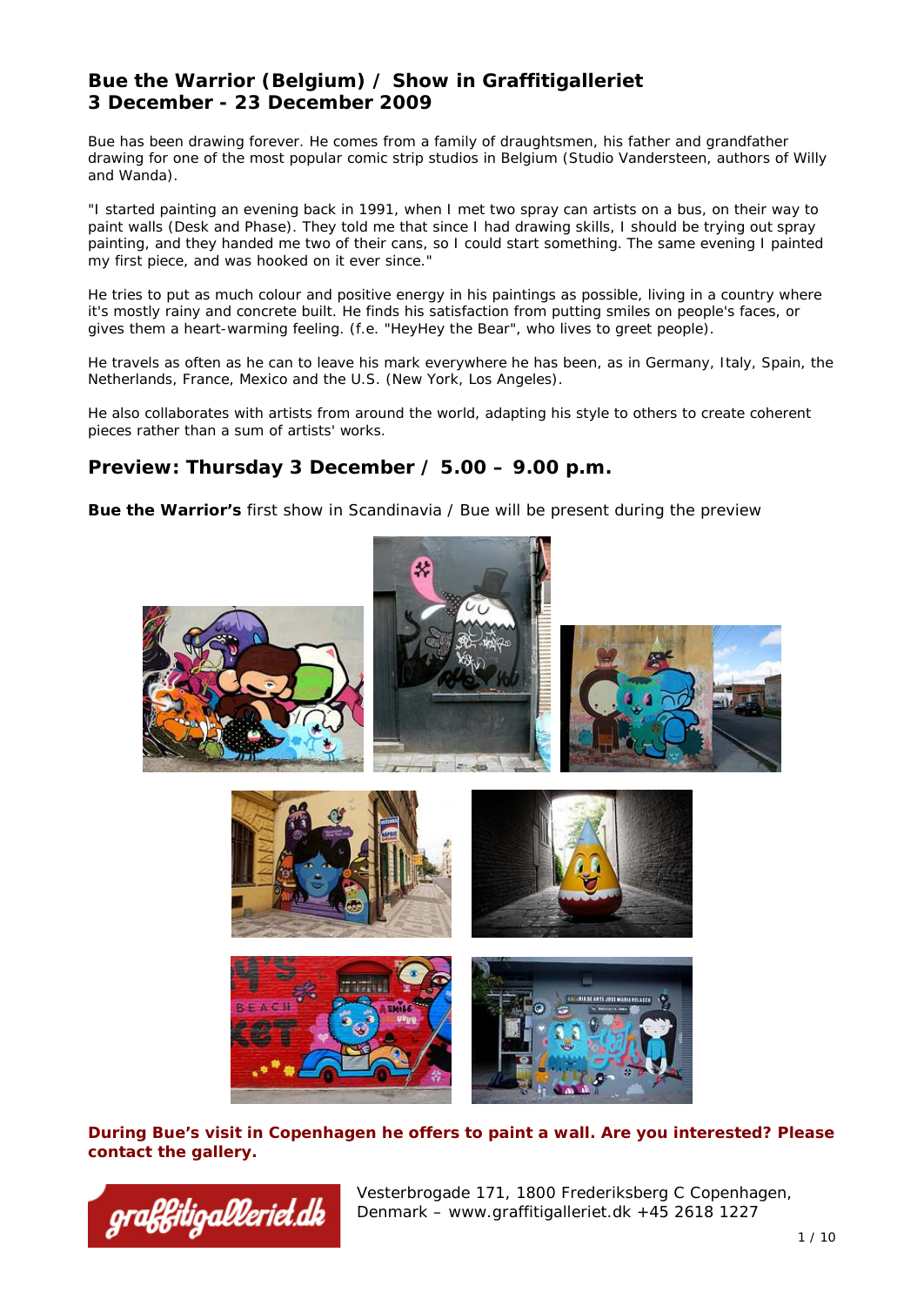# Bue the Warrior (Belgium) / Show in Graffitigalleriet
# 3 December - 23 December 2009

Bue has been drawing forever. He comes from a family of draughtsmen, his father and grandfather drawing for one of the most popular comic strip studios in Belgium (Studio Vandersteen, authors of Willy and Wanda).

"I started painting an evening back in 1991, when I met two spray can artists on a bus, on their way to paint walls (Desk and Phase). They told me that since I had drawing skills, I should be trying out spray painting, and they handed me two of their cans, so I could start something. The same evening I painted my first piece, and was hooked on it ever since."

He tries to put as much colour and positive energy in his paintings as possible, living in a country where it's mostly rainy and concrete built. He finds his satisfaction from putting smiles on people's faces, or gives them a heart-warming feeling. (f.e. "HeyHey the Bear", who lives to greet people).

He travels as often as he can to leave his mark everywhere he has been, as in Germany, Italy, Spain, the Netherlands, France, Mexico and the U.S. (New York, Los Angeles).

He also collaborates with artists from around the world, adapting his style to others to create coherent pieces rather than a sum of artists' works.

## Preview: Thursday 3 December / 5.00 – 9.00 p.m.

**Bue the Warrior's** first show in Scandinavia / Bue will be present during the preview

**During Bue's visit in Copenhagen he offers to paint a wall. Are you interested? Please contact the gallery.**

graffitigalleriet.dk

Vesterbrogade 171, 1800 Frederiksberg C Copenhagen, Denmark – www.graffitigalleriet.dk +45 2618 1227